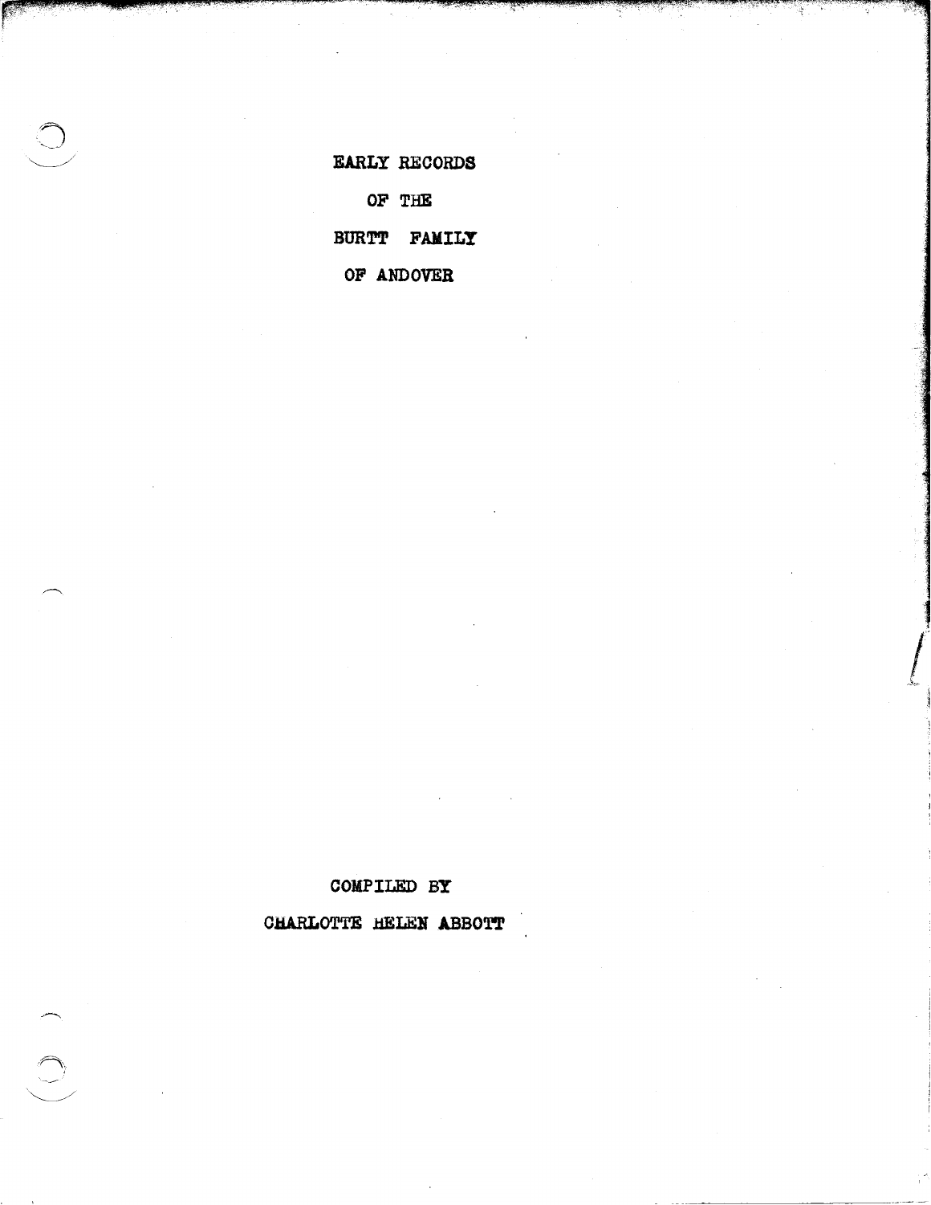# EARLY RECORDS

# OF THE

# BURTT FAMILY

# OF ANDOVER

COMPILED BY

CHARLOTTE HELEN ABBOTT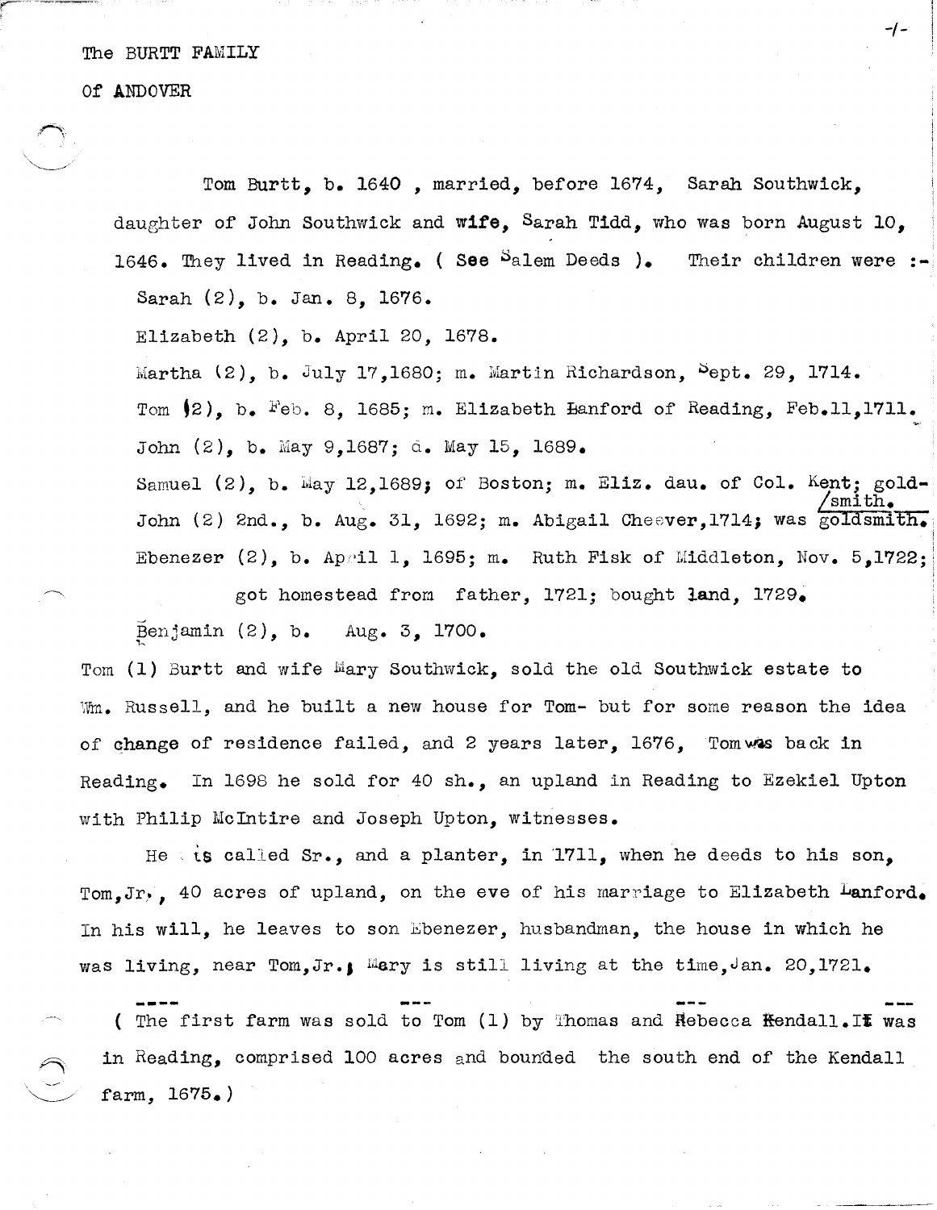The BURTT FAMILY

Of ANDOVER

Tom Burtt, b. 1640 , married, before 1674, Sarah Southwick, daughter of John Southwick and wife, Sarah Tidd, who was born August 10, 1646. They lived in Reading. ( See Salem Deeds ). Their children were :-

Sarah (2), b. Jan. 8, 1676.

Elizabeth (2), b. April 20, 1678.

Martha (2), b. July 17,1680; m. Martin Richardson, Sept. 29, 1714.

Tom (2), b. Feb. 8, 1685; m. Elizabeth Hanford of Reading, Feb.11,1711.

John (2), b. May 9,1687; d. May 15, 1689.

Samuel (2), b. May 12,1689; of Boston; m. Eliz. dau. of Col. Kent; gold-/smith.

John (2) 2nd., b. Aug. 31, 1692; m. Abigail Cheever,1714; was goldsmith.

Ebenezer (2), b. April 1, 1695; m. Ruth Fisk of Middleton, Nov. 5,1722; got homestead from father, 1721; bought land, 1729.

Benjamin (2), b. Aug. 3, 1700.

Tom (1) Burtt and wife Mary Southwick, sold the old Southwick estate to Wm. Russell, and he built a new house for Tom- but for some reason the idea of change of residence failed, and 2 years later, 1676, Tom was back in Reading. In 1698 he sold for 40 sh., an upland in Reading to Ezekiel Upton with Philip McIntire and Joseph Upton, witnesses.

He is called Sr., and a planter, in 1711, when he deeds to his son, Tom,Jr., 40 acres of upland, on the eve of his marriage to Elizabeth Lanford. In his will, he leaves to son Ebenezer, husbandman, the house in which he was living, near Tom,Jr.; Mary is still living at the time,Jan. 20,1721.

---

( The first farm was sold to Tom (1) by Thomas and Rebecca Kendall.It was in Reading, comprised 100 acres and bounded the south end of the Kendall farm, 1675.)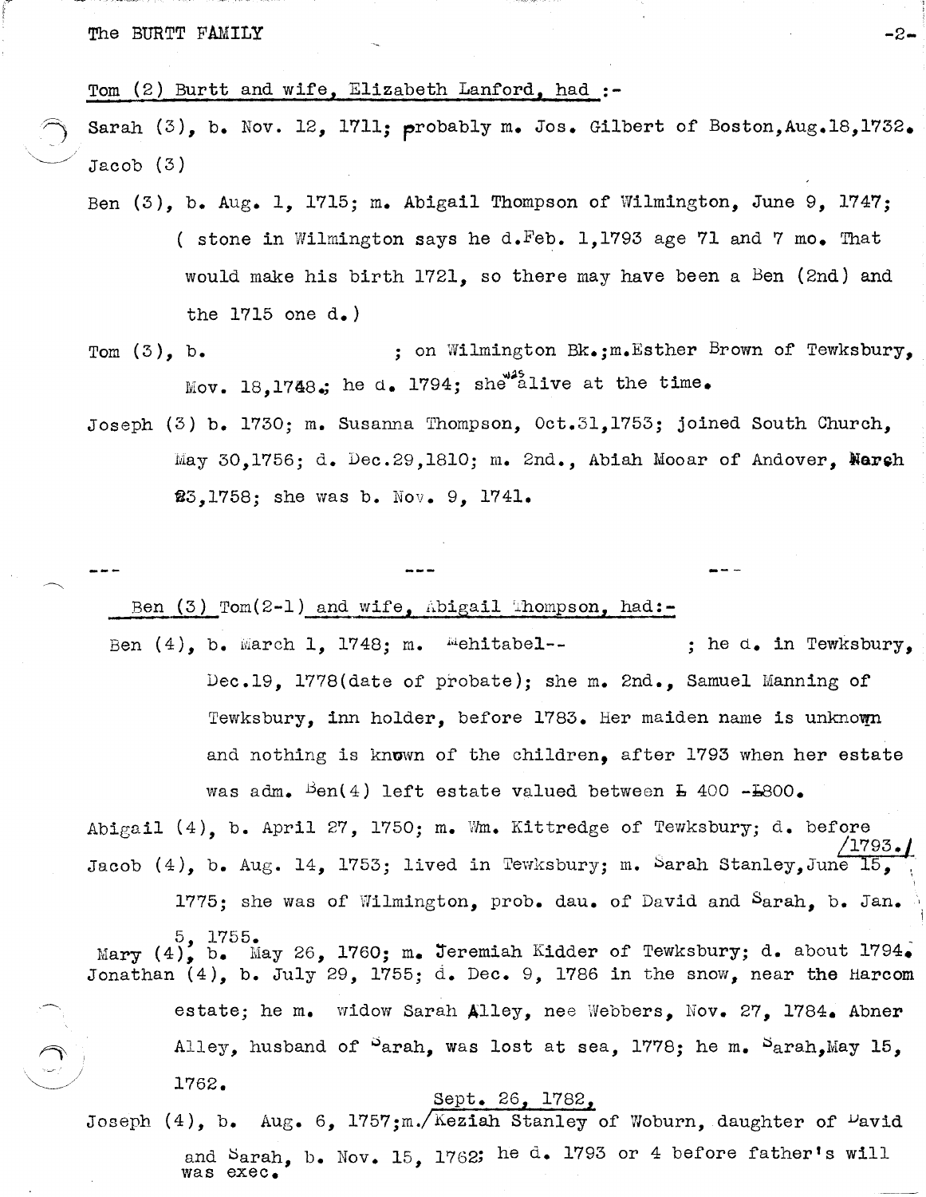Tom (2) Burtt and wife, Elizabeth Lanford, had :-

Sarah (3), b. Nov. 12, 1711; probably m. Jos. Gilbert of Boston, Aug.18,1732.

Jacob (3)

Ben (3), b. Aug. 1, 1715; m. Abigail Thompson of Wilmington, June 9, 1747; ( stone in Wilmington says he d.Feb. 1,1793 age 71 and 7 mo. That would make his birth 1721, so there may have been a Ben (2nd) and the 1715 one d.)

Tom (3), b. ; on Wilmington Bk.;m.Esther Brown of Tewksbury, Nov. 18,1748.; he d. 1794; she was alive at the time.

Joseph (3) b. 1730; m. Susanna Thompson, Oct.31,1753; joined South Church, May 30,1756; d. Dec.29,1810; m. 2nd., Abiah Mooar of Andover, March 23,1758; she was b. Nov. 9, 1741.

--- --- ---

Ben (3) Tom(2-1) and wife, Abigail Thompson, had:-

Ben (4), b. March 1, 1748; m. Mehitabel-- ; he d. in Tewksbury, Dec.19, 1778(date of probate); she m. 2nd., Samuel Manning of Tewksbury, inn holder, before 1783. Her maiden name is unknown and nothing is known of the children, after 1793 when her estate was adm. Ben(4) left estate valued between £ 400 -£800.

Abigail (4), b. April 27, 1750; m. Wm. Kittredge of Tewksbury; d. before 1793.

Jacob (4), b. Aug. 14, 1753; lived in Tewksbury; m. Sarah Stanley,June 15, 1775; she was of Wilmington, prob. dau. of David and Sarah, b. Jan. 5, 1755.

Mary (4), b. May 26, 1760; m. Jeremiah Kidder of Tewksbury; d. about 1794.

Jonathan (4), b. July 29, 1755; d. Dec. 9, 1786 in the snow, near the Harcom estate; he m. widow Sarah Alley, nee Webbers, Nov. 27, 1784. Abner Alley, husband of Sarah, was lost at sea, 1778; he m. Sarah,May 15, 1762.

Joseph (4), b. Aug. 6, 1757;m. Sept. 26, 1782, Keziah Stanley of Woburn, daughter of David and Sarah, b. Nov. 15, 1762; he d. 1793 or 4 before father's will was exec.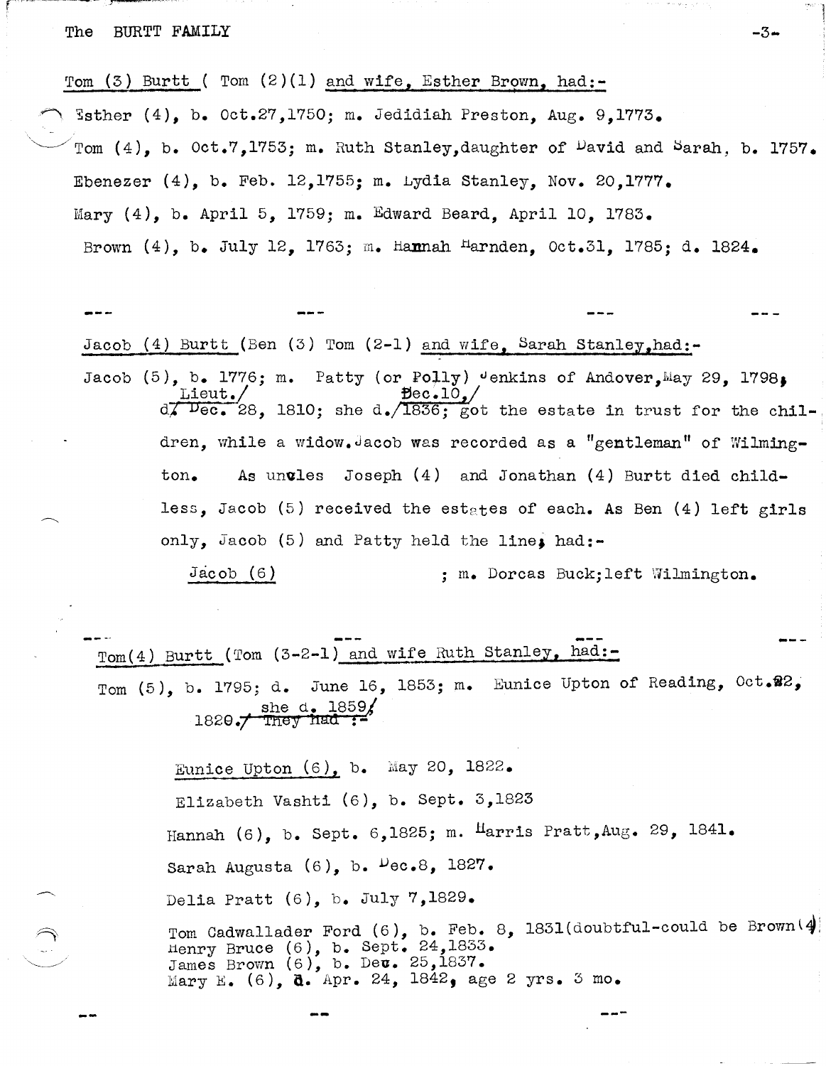Tom (3) Burtt ( Tom (2)(1) and wife, Esther Brown, had:-

Esther (4), b. Oct.27,1750; m. Jedidiah Preston, Aug. 9,1773.

Tom (4), b. Oct.7,1753; m. Ruth Stanley,daughter of David and Sarah, b. 1757.

Ebenezer (4), b. Feb. 12,1755; m. Lydia Stanley, Nov. 20,1777.

Mary (4), b. April 5, 1759; m. Edward Beard, April 10, 1783.

Brown (4), b. July 12, 1763; m. Hannah Harnden, Oct.31, 1785; d. 1824.

--- --- --- ---

Jacob (4) Burtt (Ben (3) Tom (2-1) and wife, Sarah Stanley,had:-

Jacob (5), b. 1776; m. Patty (or Polly) Jenkins of Andover,May 29, 1798, Lieut./ d/ Dec. 28, 1810; she d. Dec.10,/ 1836; got the estate in trust for the children, while a widow. Jacob was recorded as a "gentleman" of Wilmington. As uncles Joseph (4) and Jonathan (4) Burtt died childless, Jacob (5) received the estates of each. As Ben (4) left girls only, Jacob (5) and Patty held the line; had:-

Jacob (6) ; m. Dorcas Buck;left Wilmington.

--- --- --- ---

Tom(4) Burtt (Tom (3-2-1) and wife Ruth Stanley, had:-

Tom (5), b. 1795; d. June 16, 1853; m. Eunice Upton of Reading, Oct.22, 1820./ she d. 1859/ ~~They had :-~~

Eunice Upton (6), b. May 20, 1822.

Elizabeth Vashti (6), b. Sept. 3,1823

Hannah (6), b. Sept. 6,1825; m. Harris Pratt,Aug. 29, 1841.

Sarah Augusta (6), b. Dec.8, 1827.

Delia Pratt (6), b. July 7,1829.

Tom Cadwallader Ford (6), b. Feb. 8, 1831(doubtful-could be Brown(4)
Henry Bruce (6), b. Sept. 24,1833.
James Brown (6), b. Dec. 25,1837.
Mary E. (6), d. Apr. 24, 1842, age 2 yrs. 3 mo.

-- -- ---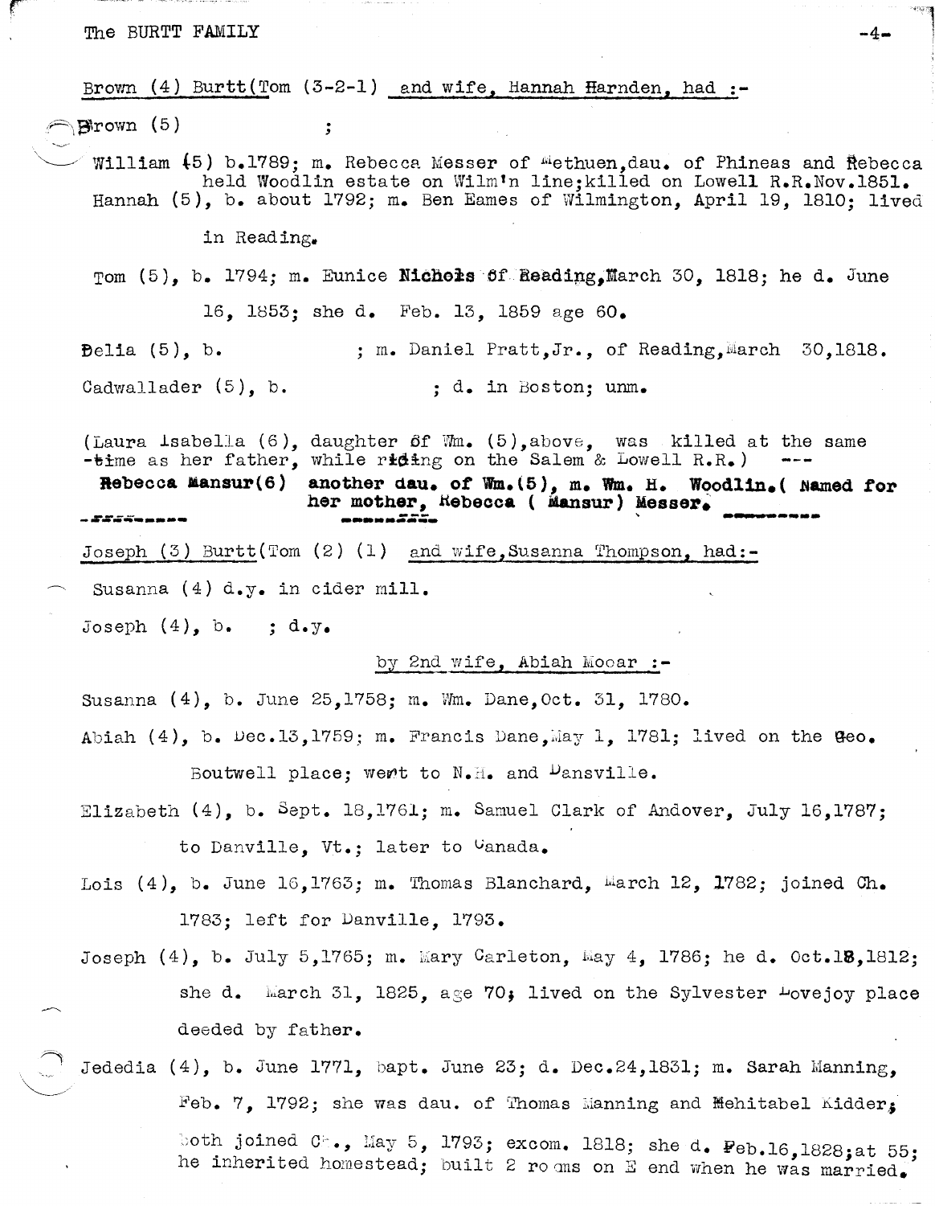Brown (4) Burtt(Tom (3-2-1) and wife, Hannah Harnden, had :-

Brown (5) ;

William (5) b.1789; m. Rebecca Messer of Methuen,dau. of Phineas and Rebecca held Woodlin estate on Wilm'n line;killed on Lowell R.R.Nov.1851.

Hannah (5), b. about 1792; m. Ben Eames of Wilmington, April 19, 1810; lived in Reading.

Tom (5), b. 1794; m. Eunice **Nichols** of Reading,March 30, 1818; he d. June 16, 1853; she d. Feb. 13, 1859 age 60.

Delia (5), b. ; m. Daniel Pratt,Jr., of Reading,March 30,1818.

Cadwallader (5), b. ; d. in Boston; unm.

(Laura Isabella (6), daughter of Wm. (5),above, was killed at the same time as her father, while riding on the Salem & Lowell R.R.) ---

**Rebecca Mansur(6) another dau. of Wm.(5), m. Wm. H. Woodlin.( Named for her mother, Rebecca ( Mansur) Messer.**

---

Joseph (3) Burtt(Tom (2) (1) and wife,Susanna Thompson, had:-

Susanna (4) d.y. in cider mill.

Joseph (4), b. ; d.y.

by 2nd wife, Abiah Mooar :-

Susanna (4), b. June 25,1758; m. Wm. Dane,Oct. 31, 1780.

Abiah (4), b. Dec.13,1759; m. Francis Dane,May 1, 1781; lived on the Geo. Boutwell place; went to N.H. and Dansville.

Elizabeth (4), b. Sept. 18,1761; m. Samuel Clark of Andover, July 16,1787; to Danville, Vt.; later to Canada.

Lois (4), b. June 16,1763; m. Thomas Blanchard, March 12, 1782; joined Ch. 1783; left for Danville, 1793.

Joseph (4), b. July 5,1765; m. Mary Carleton, May 4, 1786; he d. Oct.18,1812; she d. March 31, 1825, age 70; lived on the Sylvester Lovejoy place deeded by father.

Jededia (4), b. June 1771, bapt. June 23; d. Dec.24,1831; m. Sarah Manning, Feb. 7, 1792; she was dau. of Thomas Manning and Mehitabel Kidder; both joined Ch., May 5, 1793; excom. 1818; she d. Feb.16,1828;at 55; he inherited homestead; built 2 rooms on E end when he was married.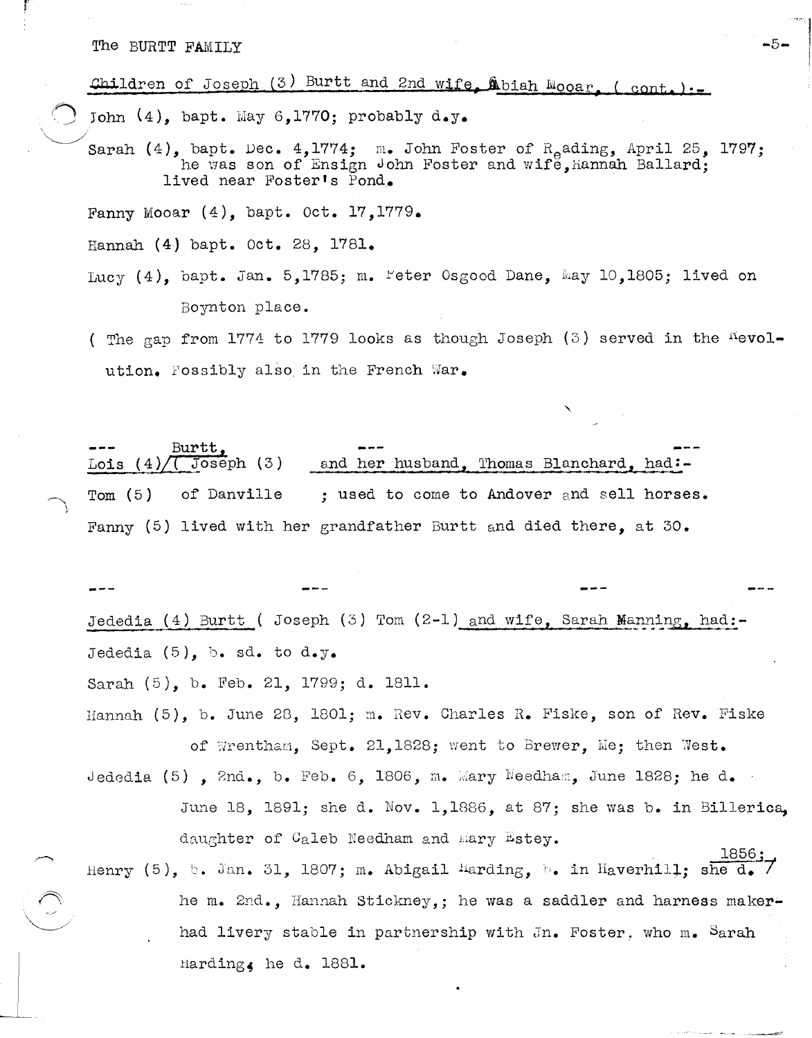Children of Joseph (3) Burtt and 2nd wife, Abiah Mooar, ( cont. ):-

John (4), bapt. May 6,1770; probably d.y.

Sarah (4), bapt. Dec. 4,1774; m. John Foster of Reading, April 25, 1797; he was son of Ensign John Foster and wife, Hannah Ballard; lived near Foster's Pond.

Fanny Mooar (4), bapt. Oct. 17,1779.

Hannah (4) bapt. Oct. 28, 1781.

Lucy (4), bapt. Jan. 5,1785; m. Peter Osgood Dane, May 10,1805; lived on Boynton place.

( The gap from 1774 to 1779 looks as though Joseph (3) served in the Revolution. Possibly also in the French War.

---

Lois (4) ( Joseph (3) Burtt, and her husband, Thomas Blanchard, had:-

Tom (5) of Danville ; used to come to Andover and sell horses.

Fanny (5) lived with her grandfather Burtt and died there, at 30.

---

Jededia (4) Burtt ( Joseph (3) Tom (2-1) and wife, Sarah Manning, had:-

Jededia (5), b. sd. to d.y.

Sarah (5), b. Feb. 21, 1799; d. 1811.

Hannah (5), b. June 28, 1801; m. Rev. Charles R. Fiske, son of Rev. Fiske of Wrentham, Sept. 21,1828; went to Brewer, Me; then West.

Jededia (5) , 2nd., b. Feb. 6, 1806, m. Mary Needham, June 1828; he d. June 18, 1891; she d. Nov. 1,1886, at 87; she was b. in Billerica, daughter of Caleb Needham and Mary Estey.

Henry (5), b. Jan. 31, 1807; m. Abigail Harding, b. in Haverhill; she d. 1856; he m. 2nd., Hannah Stickney,; he was a saddler and harness maker- had livery stable in partnership with Jn. Foster, who m. Sarah Harding; he d. 1881.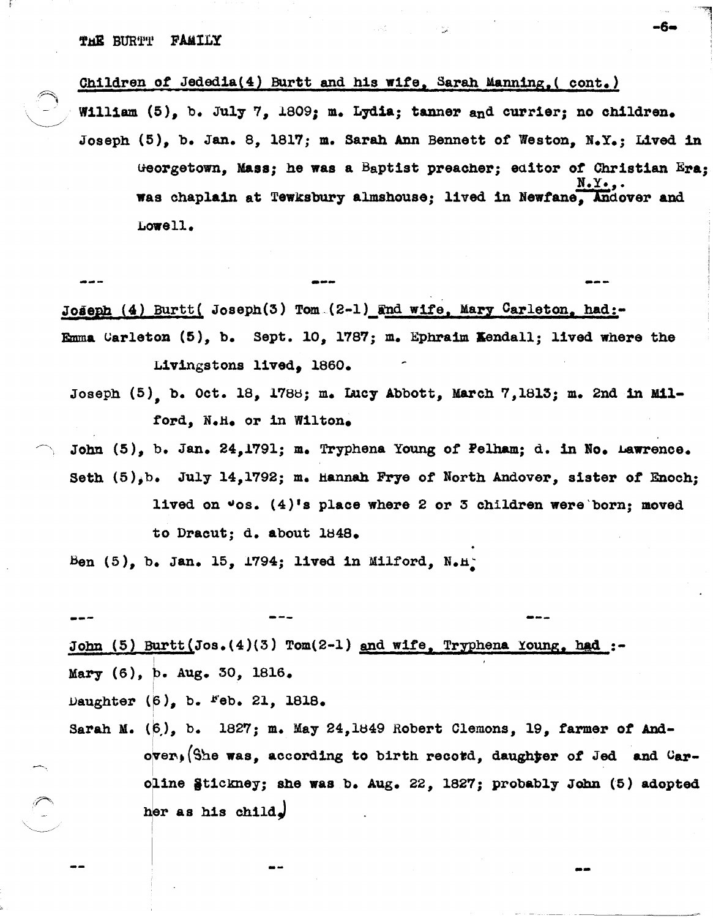Children of Jededia(4) Burtt and his wife, Sarah Manning,( cont.)

William (5), b. July 7, 1809; m. Lydia; tanner and currier; no children.

Joseph (5), b. Jan. 8, 1817; m. Sarah Ann Bennett of Weston, N.Y.; Lived in Georgetown, Mass; he was a Baptist preacher; editor of Christian Era; was chaplain at Tewksbury almshouse; lived in Newfane, N.Y., Andover and Lowell.

--- --- ---

Joseph (4) Burtt( Joseph(3) Tom (2-1) and wife, Mary Carleton, had:-

Emma Carleton (5), b. Sept. 10, 1787; m. Ephraim Kendall; lived where the Livingstons lived, 1860.

Joseph (5), b. Oct. 18, 1788; m. Lucy Abbott, March 7,1813; m. 2nd in Milford, N.H. or in Wilton.

John (5), b. Jan. 24,1791; m. Tryphena Young of Pelham; d. in No. Lawrence.

Seth (5),b. July 14,1792; m. Hannah Frye of North Andover, sister of Enoch; lived on Jos. (4)'s place where 2 or 3 children were born; moved to Dracut; d. about 1848.

Ben (5), b. Jan. 15, 1794; lived in Milford, N.H.

--- --- ---

John (5) Burtt(Jos.(4)(3) Tom(2-1) and wife, Tryphena Young, had :-

Mary (6), b. Aug. 30, 1816.

Daughter (6), b. Feb. 21, 1818.

Sarah M. (6), b. 1827; m. May 24,1849 Robert Clemons, 19, farmer of Andover, (She was, according to birth record, daughter of Jed and Caroline Stickney; she was b. Aug. 22, 1827; probably John (5) adopted her as his child.)

-- -- --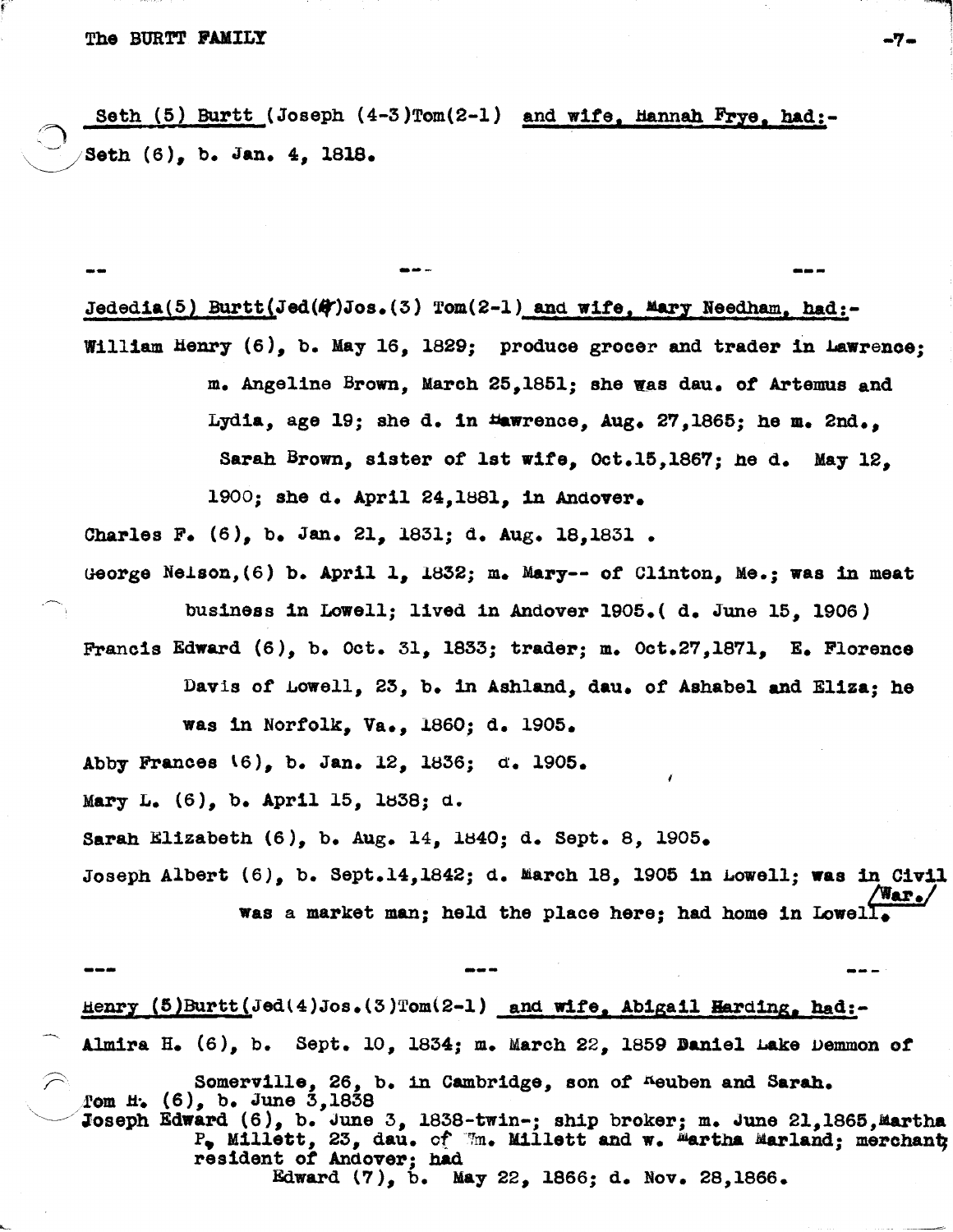Seth (5) Burtt (Joseph (4-3)Tom(2-1) and wife, Hannah Frye, had:-

Seth (6), b. Jan. 4, 1818.

-- --- ---

Jededia(5) Burtt(Jed(4)Jos.(3) Tom(2-1) and wife, Mary Needham, had:-

William Henry (6), b. May 16, 1829; produce grocer and trader in Lawrence; m. Angeline Brown, March 25,1851; she was dau. of Artemus and Lydia, age 19; she d. in Lawrence, Aug. 27,1865; he m. 2nd., Sarah Brown, sister of 1st wife, Oct.15,1867; he d. May 12, 1900; she d. April 24,1881, in Andover.

Charles F. (6), b. Jan. 21, 1831; d. Aug. 18,1831 .

George Nelson,(6) b. April 1, 1832; m. Mary-- of Clinton, Me.; was in meat business in Lowell; lived in Andover 1905.( d. June 15, 1906)

Francis Edward (6), b. Oct. 31, 1833; trader; m. Oct.27,1871, E. Florence Davis of Lowell, 23, b. in Ashland, dau. of Ashabel and Eliza; he was in Norfolk, Va., 1860; d. 1905.

Abby Frances (6), b. Jan. 12, 1836; d. 1905.

Mary L. (6), b. April 15, 1838; d.

Sarah Elizabeth (6), b. Aug. 14, 1840; d. Sept. 8, 1905.

Joseph Albert (6), b. Sept.14,1842; d. March 18, 1905 in Lowell; was in Civil War. was a market man; held the place here; had home in Lowell.

--- --- ---

Henry (5)Burtt(Jed(4)Jos.(3)Tom(2-1) and wife, Abigail Harding, had:-

Almira H. (6), b. Sept. 10, 1834; m. March 22, 1859 Daniel Lake Demmon of Somerville, 26, b. in Cambridge, son of Reuben and Sarah.

Tom H. (6), b. June 3,1838

Joseph Edward (6), b. June 3, 1838-twin-; ship broker; m. June 21,1865,Martha P. Millett, 23, dau. of Wm. Millett and w. Martha Marland; merchant; resident of Andover; had

Edward (7), b. May 22, 1866; d. Nov. 28,1866.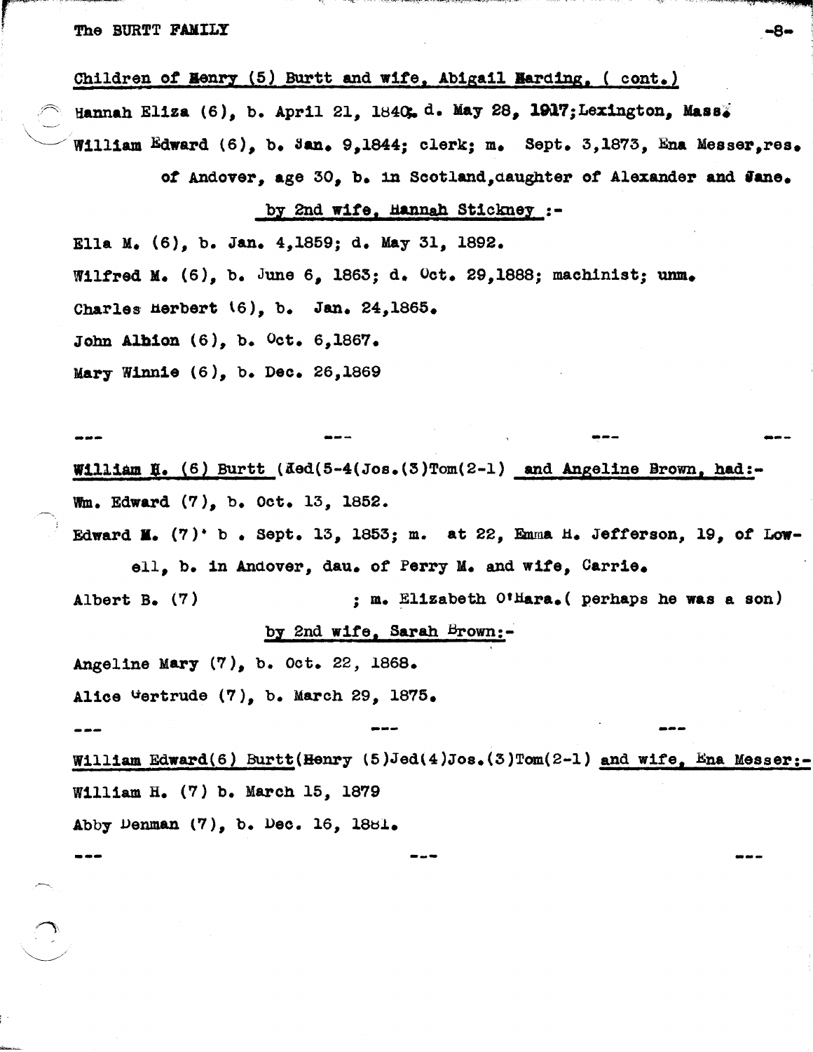Children of Henry (5) Burtt and wife, Abigail Harding, ( cont.)

Hannah Eliza (6), b. April 21, 1840; d. May 28, 1917; Lexington, Mass.

William Edward (6), b. Jan. 9,1844; clerk; m. Sept. 3,1873, Ena Messer,res. of Andover, age 30, b. in Scotland,daughter of Alexander and Jane.

by 2nd wife, Hannah Stickney :-

Ella M. (6), b. Jan. 4,1859; d. May 31, 1892.

Wilfred M. (6), b. June 6, 1863; d. Oct. 29,1888; machinist; unm.

Charles Herbert (6), b. Jan. 24,1865.

John Albion (6), b. Oct. 6,1867.

Mary Winnie (6), b. Dec. 26,1869

--- --- --- ---

William H. (6) Burtt (Jed(5-4(Jos.(3)Tom(2-1) and Angeline Brown, had:-

Wm. Edward (7), b. Oct. 13, 1852.

Edward M. (7)' b . Sept. 13, 1853; m. at 22, Emma H. Jefferson, 19, of Lowell, b. in Andover, dau. of Perry M. and wife, Carrie.

Albert B. (7) ; m. Elizabeth O'Hara.( perhaps he was a son)

by 2nd wife, Sarah Brown:-

Angeline Mary (7), b. Oct. 22, 1868.

Alice Gertrude (7), b. March 29, 1875.

--- --- ---

William Edward(6) Burtt(Henry (5)Jed(4)Jos.(3)Tom(2-1) and wife, Ena Messer:-

William H. (7) b. March 15, 1879

Abby Denman (7), b. Dec. 16, 1881.

--- --- ---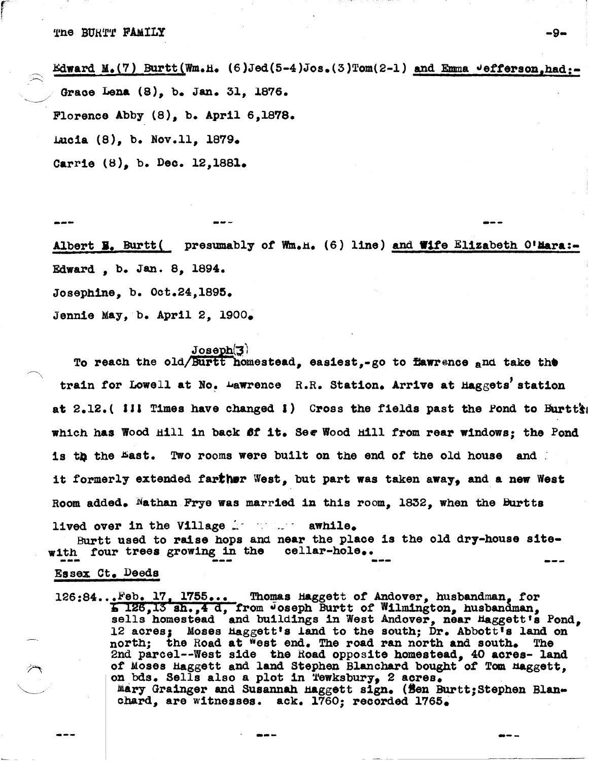Edward M.(7) Burtt(Wm.H. (6)Jed(5-4)Jos.(3)Tom(2-1) and Emma Jefferson,had:-

Grace Lena (8), b. Jan. 31, 1876.

Florence Abby (8), b. April 6,1878.

Lucia (8), b. Nov.11, 1879.

Carrie (8), b. Dec. 12,1881.

--- --- ---

Albert E. Burtt( presumably of Wm.H. (6) line) and Wife Elizabeth O'Mara:-

Edward , b. Jan. 8, 1894.

Josephine, b. Oct.24,1895.

Jennie May, b. April 2, 1900.

To reach the old/Joseph(3) Burtt homestead, easiest,-go to Lawrence and take the train for Lowell at No. Lawrence R.R. Station. Arrive at Haggets' station at 2.12.( !!! Times have changed !) Cross the fields past the Pond to Burtt's which has Wood Hill in back of it. See Wood Hill from rear windows; the Pond is to the East. Two rooms were built on the end of the old house and it formerly extended farther West, but part was taken away, and a new West Room added. Nathan Frye was married in this room, 1832, when the Burtts lived over in the Village ... awhile.

Burtt used to raise hops and near the place is the old dry-house site-with four trees growing in the cellar-hole..

--- --- --- ---

Essex Ct. Deeds

126:84...Feb. 17, 1755... Thomas Haggett of Andover, husbandman, for £ 126,13 sh.,4 d, from Joseph Burtt of Wilmington, husbandman, sells homestead and buildings in West Andover, near Haggett's Pond, 12 acres; Moses Haggett's land to the south; Dr. Abbott's land on north; the Road at West end. The road ran north and south. The 2nd parcel--West side the Road opposite homestead, 40 acres- land of Moses Haggett and land Stephen Blanchard bought of Tom Haggett, on bds. Sells also a plot in Tewksbury, 2 acres.
Mary Grainger and Susannah Haggett sign. (Ben Burtt;Stephen Blanchard, are witnesses. ack. 1760; recorded 1765.

--- --- ---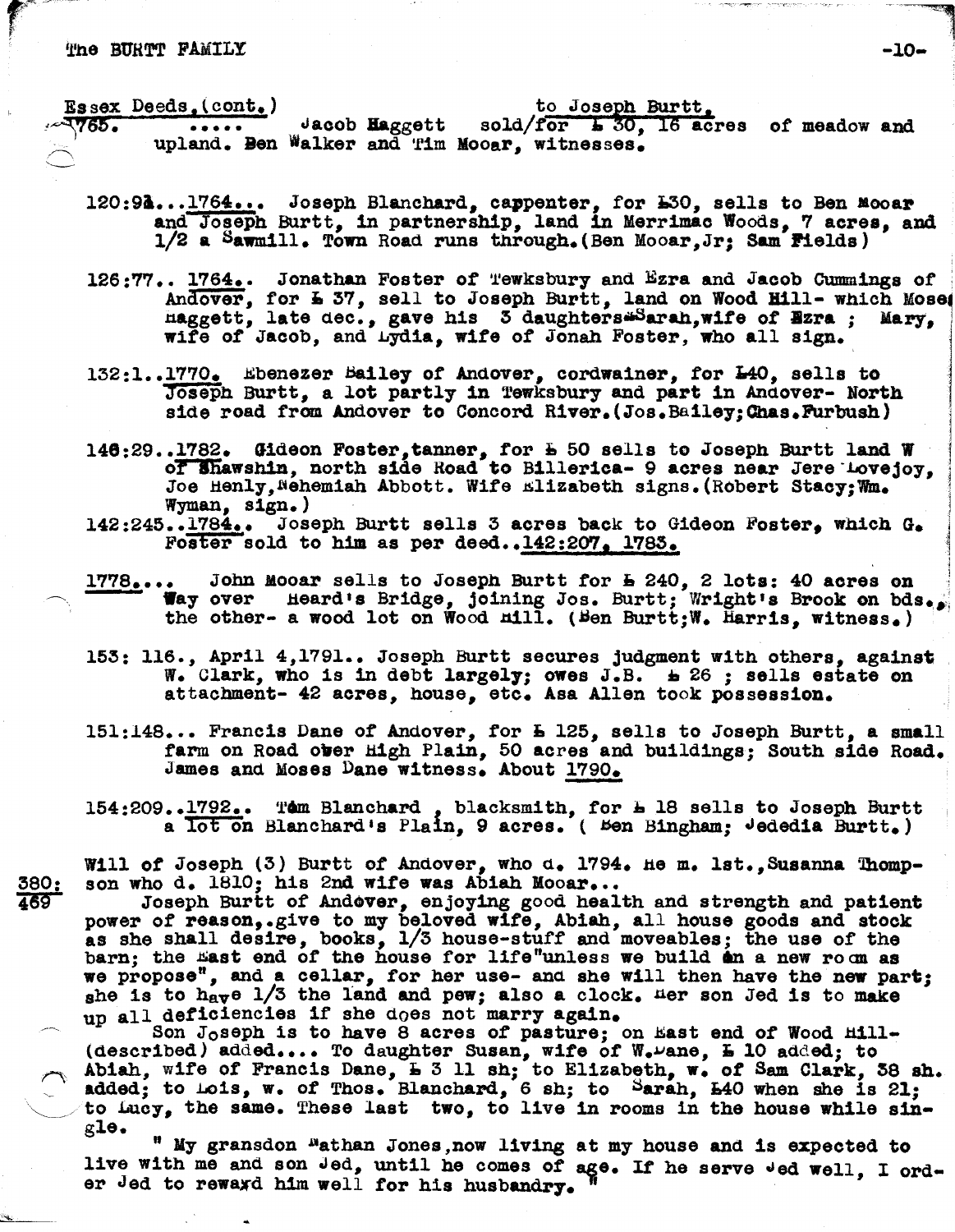Essex Deeds,(cont.) to Joseph Burtt.

1765. ..... Jacob Haggett sold/for ₤ 30, 16 acres of meadow and upland. Ben Walker and Tim Mooar, witnesses.

120:92...1764... Joseph Blanchard, cappenter, for ₤30, sells to Ben Mooar and Joseph Burtt, in partnership, land in Merrimac Woods, 7 acres, and 1/2 a Sawmill. Town Road runs through.(Ben Mooar,Jr; Sam Fields)

126:77.. 1764.. Jonathan Foster of Tewksbury and Ezra and Jacob Cummings of Andover, for ₤ 37, sell to Joseph Burtt, land on Wood Hill- which Moses Haggett, late dec., gave his 3 daughters-Sarah,wife of Ezra ; Mary, wife of Jacob, and Lydia, wife of Jonah Foster, who all sign.

132:1..1770. Ebenezer Bailey of Andover, cordwainer, for ₤40, sells to Joseph Burtt, a lot partly in Tewksbury and part in Andover- North side road from Andover to Concord River.(Jos.Bailey;Chas.Furbush)

146:29..1782. Gideon Foster,tanner, for ₤ 50 sells to Joseph Burtt land W of Shawshin, north side Road to Billerica- 9 acres near Jere Lovejoy, Joe Henly,Nehemiah Abbott. Wife Elizabeth signs.(Robert Stacy;Wm. Wyman, sign.)

142:245..1784.. Joseph Burtt sells 3 acres back to Gideon Foster, which G. Foster sold to him as per deed..142:207, 1783.

1778.... John Mooar sells to Joseph Burtt for ₤ 240, 2 lots: 40 acres on Way over Heard's Bridge, joining Jos. Burtt; Wright's Brook on bds., the other- a wood lot on Wood Hill. (Ben Burtt;W. Harris, witness.)

153: 116., April 4,1791.. Joseph Burtt secures judgment with others, against W. Clark, who is in debt largely; owes J.B. ₤ 26 ; sells estate on attachment- 42 acres, house, etc. Asa Allen took possession.

151:148... Francis Dane of Andover, for ₤ 125, sells to Joseph Burtt, a small farm on Road over High Plain, 50 acres and buildings; South side Road. James and Moses Dane witness. About 1790.

154:209..1792.. Tam Blanchard , blacksmith, for ₤ 18 sells to Joseph Burtt a lot on Blanchard's Plain, 9 acres. ( Ben Bingham; Jedediа Burtt.)

380:469 Will of Joseph (3) Burtt of Andover, who d. 1794. He m. 1st.,Susanna Thompson who d. 1810; his 2nd wife was Abiah Mooar...

Joseph Burtt of Andover, enjoying good health and strength and patient power of reason,.give to my beloved wife, Abiah, all house goods and stock as she shall desire, books, 1/3 house-stuff and moveables; the use of the barn; the East end of the house for life"unless we build an a new room as we propose", and a cellar, for her use- and she will then have the new part; she is to have 1/3 the land and pew; also a clock. Her son Jed is to make up all deficiencies if she does not marry again.

Son Joseph is to have 8 acres of pasture; on East end of Wood Hill-(described) added.... To daughter Susan, wife of W.Dane, ₤ 10 added; to Abiah, wife of Francis Dane, ₤ 3 11 sh; to Elizabeth, w. of Sam Clark, 38 sh. added; to Lois, w. of Thos. Blanchard, 6 sh; to Sarah, ₤40 when she is 21; to Lucy, the same. These last two, to live in rooms in the house while single.

" My gransdon Nathan Jones,now living at my house and is expected to live with me and son Jed, until he comes of age. If he serve Jed well, I order Jed to reward him well for his husbandry. "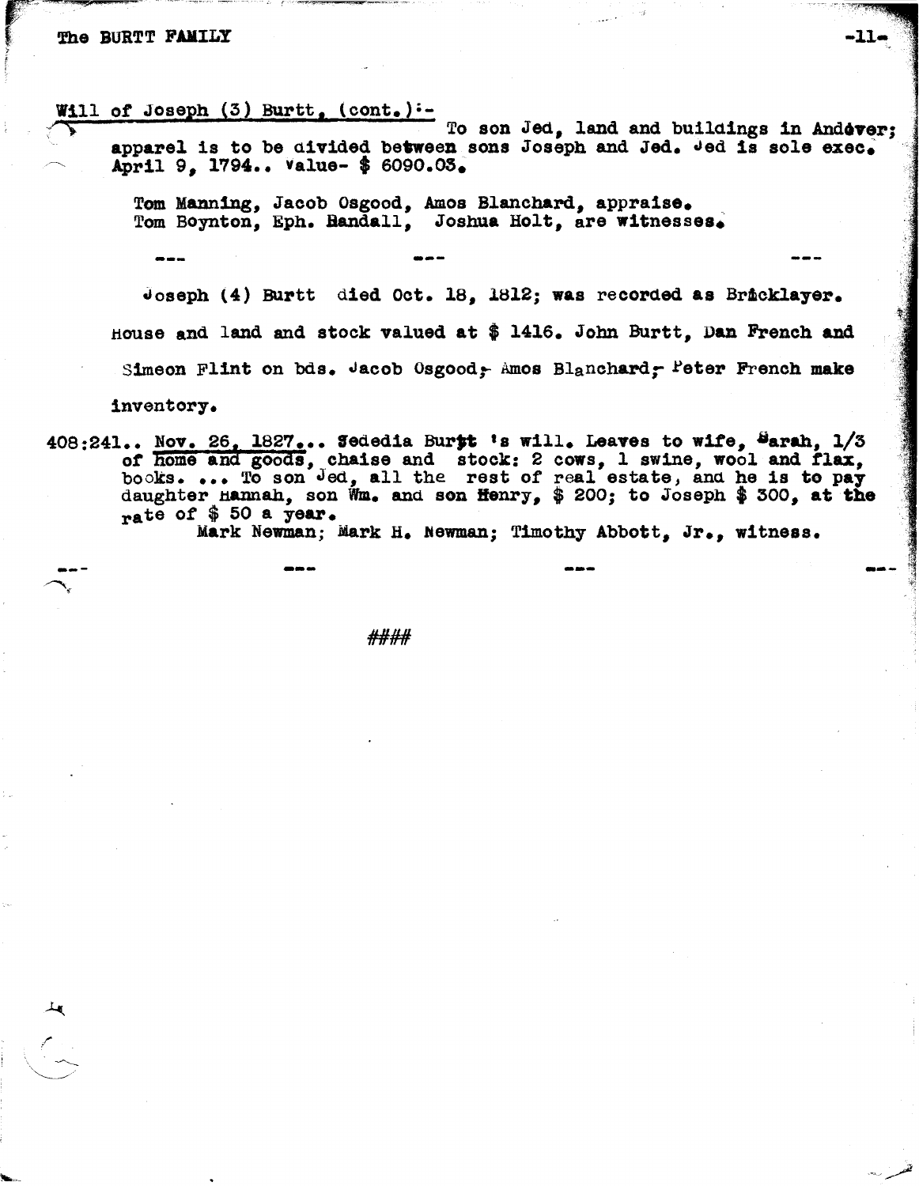Will of Joseph (3) Burtt, (cont.):-

To son Jed, land and buildings in Andover; apparel is to be divided between sons Joseph and Jed. Jed is sole exec. April 9, 1794.. Value- $ 6090.03.

Tom Manning, Jacob Osgood, Amos Blanchard, appraise.
Tom Boynton, Eph. Randall, Joshua Holt, are witnesses.

--- --- ---

Joseph (4) Burtt died Oct. 18, 1812; was recorded as Bricklayer. House and land and stock valued at $ 1416. John Burtt, Dan French and Simeon Flint on bds. Jacob Osgood, Amos Blanchard, Peter French make inventory.

408:241.. Nov. 26, 1827... Jedediah Burtt's will. Leaves to wife, Sarah, 1/3 of home and goods, chaise and stock: 2 cows, 1 swine, wool and flax, books. ... To son Jed, all the rest of real estate, and he is to pay daughter Hannah, son Wm. and son Henry, $ 200; to Joseph $ 300, at the rate of $ 50 a year.

Mark Newman; Mark H. Newman; Timothy Abbott, Jr., witness.

--- --- --- ---

####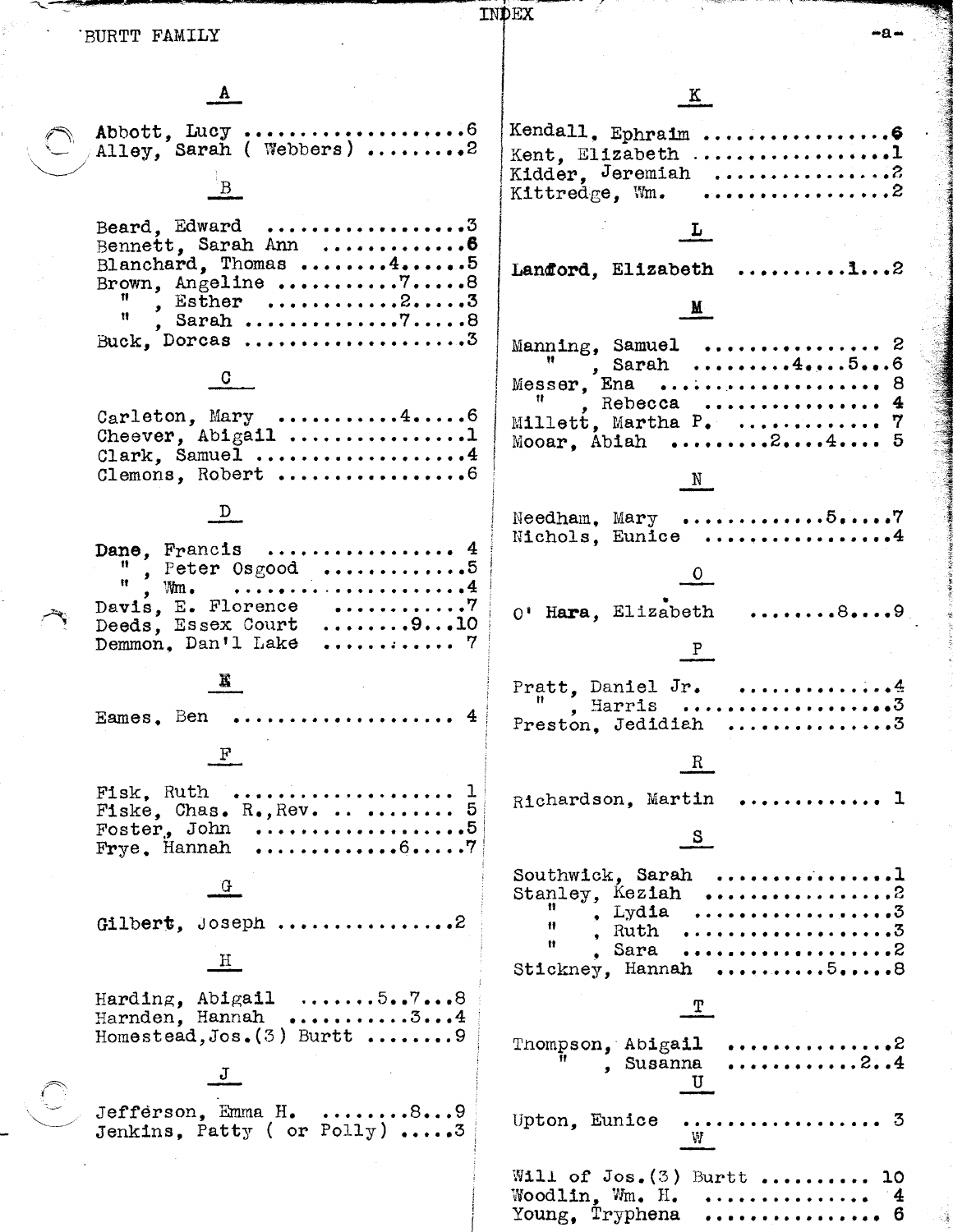BURTT FAMILY

# INDEX

## A

Abbott, Lucy ....................6
Alley, Sarah ( Webbers) ........2

## B

Beard, Edward ..................3
Bennett, Sarah Ann .............6
Blanchard, Thomas ........4.....5
Brown, Angeline ..........7....8
" , Esther ...........2....3
" , Sarah ..............7....8
Buck, Dorcas ...................3

## C

Carleton, Mary ..........4.....6
Cheever, Abigail ...............1
Clark, Samuel ..................4
Clemons, Robert ................6

## D

Dane, Francis ................. 4
" , Peter Osgood ............5
" , Wm. .....................4
Davis, E. Florence ............7
Deeds, Essex Court .......9...10
Demmon, Dan'l Lake ........... 7

## E

Eames, Ben .................. 4

## F

Fisk, Ruth .................. 1
Fiske, Chas. R.,Rev. .. ........ 5
Foster, John ..................5
Frye, Hannah ............6.....7

## G

Gilbert, Joseph ...............2

## H

Harding, Abigail .......5..7...8
Harnden, Hannah ..........3...4
Homestead,Jos.(3) Burtt .......9

## J

Jefferson, Emma H. ........8...9
Jenkins, Patty ( or Polly) .....3

## K

Kendall, Ephraim ................6
Kent, Elizabeth ................1
Kidder, Jeremiah ..............2
Kittredge, Wm. ...............2

## L

Landford, Elizabeth .........1...2

## M

Manning, Samuel .............. 2
" , Sarah ........4....5...6
Messer, Ena ................. 8
" , Rebecca .............. 4
Millett, Martha P. ............ 7
Mooar, Abiah ........2....4.... 5

## N

Needham, Mary ............5.....7
Nichols, Eunice ................4

## O

O' Hara, Elizabeth .......8...9

## P

Pratt, Daniel Jr. .............4
" , Harris ...................3
Preston, Jedidiah ..............3

## R

Richardson, Martin ............ 1

## S

Southwick, Sarah ...............1
Stanley, Keziah ................2
" , Lydia ..................3
" , Ruth ...................3
" , Sara ...................2
Stickney, Hannah .........5.....8

## T

Thompson, Abigail ..............2
" , Susanna ...........2..4

## U

Upton, Eunice ............... 3

## W

Will of Jos.(3) Burtt .......... 10
Woodlin, Wm. H. ............. 4
Young, Tryphena .............. 6